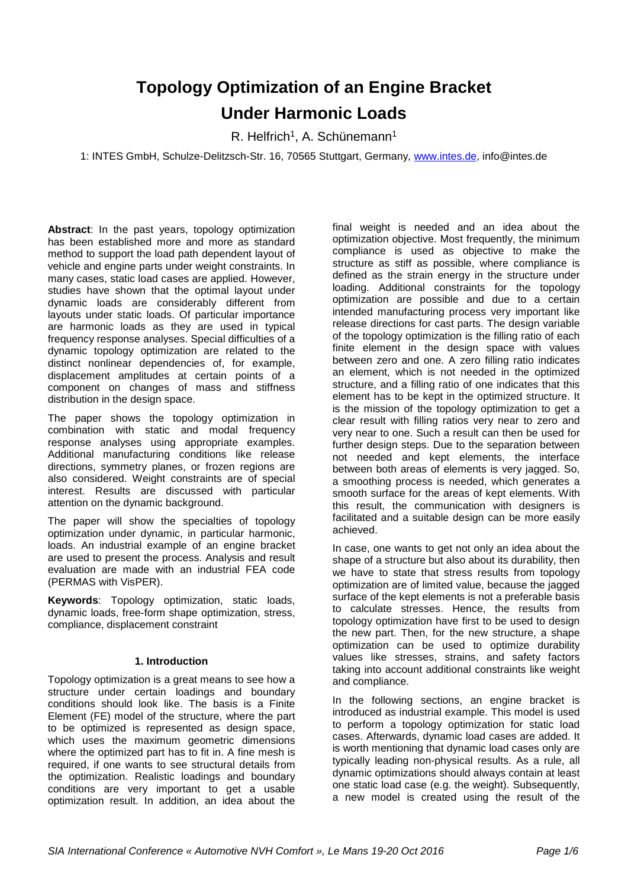# Topology Optimization of an Engine Bracket Under Harmonic Loads

R. Helfrich[1], A. Schünemann[1]

1: INTES GmbH, Schulze-Delitzsch-Str. 16, 70565 Stuttgart, Germany, www.intes.de, info@intes.de

**Abstract**: In the past years, topology optimization has been established more and more as standard method to support the load path dependent layout of vehicle and engine parts under weight constraints. In many cases, static load cases are applied. However, studies have shown that the optimal layout under dynamic loads are considerably different from layouts under static loads. Of particular importance are harmonic loads as they are used in typical frequency response analyses. Special difficulties of a dynamic topology optimization are related to the distinct nonlinear dependencies of, for example, displacement amplitudes at certain points of a component on changes of mass and stiffness distribution in the design space.

The paper shows the topology optimization in combination with static and modal frequency response analyses using appropriate examples. Additional manufacturing conditions like release directions, symmetry planes, or frozen regions are also considered. Weight constraints are of special interest. Results are discussed with particular attention on the dynamic background.

The paper will show the specialties of topology optimization under dynamic, in particular harmonic, loads. An industrial example of an engine bracket are used to present the process. Analysis and result evaluation are made with an industrial FEA code (PERMAS with VisPER).

**Keywords**: Topology optimization, static loads, dynamic loads, free-form shape optimization, stress, compliance, displacement constraint

## 1. Introduction

Topology optimization is a great means to see how a structure under certain loadings and boundary conditions should look like. The basis is a Finite Element (FE) model of the structure, where the part to be optimized is represented as design space, which uses the maximum geometric dimensions where the optimized part has to fit in. A fine mesh is required, if one wants to see structural details from the optimization. Realistic loadings and boundary conditions are very important to get a usable optimization result. In addition, an idea about the final weight is needed and an idea about the optimization objective. Most frequently, the minimum compliance is used as objective to make the structure as stiff as possible, where compliance is defined as the strain energy in the structure under loading. Additional constraints for the topology optimization are possible and due to a certain intended manufacturing process very important like release directions for cast parts. The design variable of the topology optimization is the filling ratio of each finite element in the design space with values between zero and one. A zero filling ratio indicates an element, which is not needed in the optimized structure, and a filling ratio of one indicates that this element has to be kept in the optimized structure. It is the mission of the topology optimization to get a clear result with filling ratios very near to zero and very near to one. Such a result can then be used for further design steps. Due to the separation between not needed and kept elements, the interface between both areas of elements is very jagged. So, a smoothing process is needed, which generates a smooth surface for the areas of kept elements. With this result, the communication with designers is facilitated and a suitable design can be more easily achieved.

In case, one wants to get not only an idea about the shape of a structure but also about its durability, then we have to state that stress results from topology optimization are of limited value, because the jagged surface of the kept elements is not a preferable basis to calculate stresses. Hence, the results from topology optimization have first to be used to design the new part. Then, for the new structure, a shape optimization can be used to optimize durability values like stresses, strains, and safety factors taking into account additional constraints like weight and compliance.

In the following sections, an engine bracket is introduced as industrial example. This model is used to perform a topology optimization for static load cases. Afterwards, dynamic load cases are added. It is worth mentioning that dynamic load cases only are typically leading non-physical results. As a rule, all dynamic optimizations should always contain at least one static load case (e.g. the weight). Subsequently, a new model is created using the result of the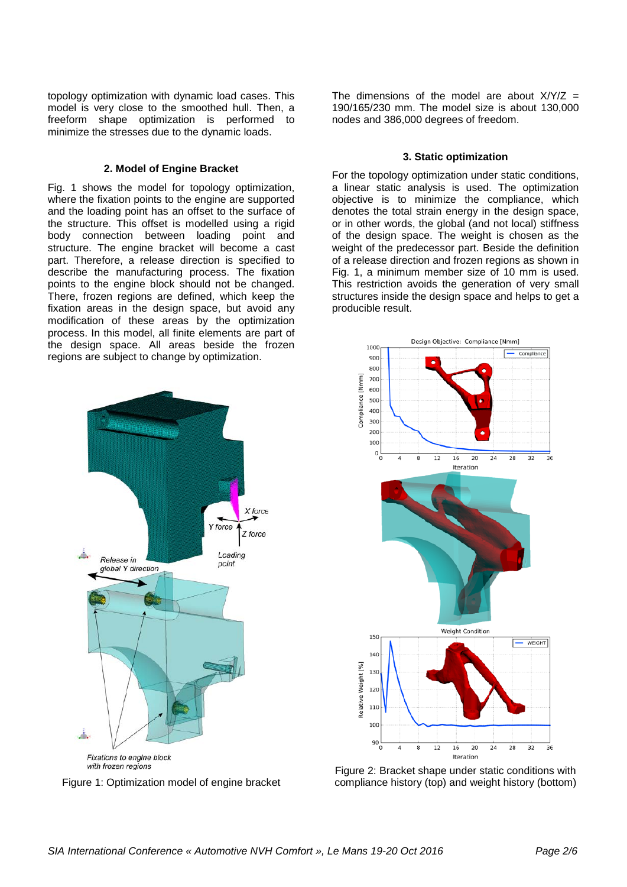topology optimization with dynamic load cases. This model is very close to the smoothed hull. Then, a freeform shape optimization is performed to minimize the stresses due to the dynamic loads.

## 2. Model of Engine Bracket

Fig. 1 shows the model for topology optimization, where the fixation points to the engine are supported and the loading point has an offset to the surface of the structure. This offset is modelled using a rigid body connection between loading point and structure. The engine bracket will become a cast part. Therefore, a release direction is specified to describe the manufacturing process. The fixation points to the engine block should not be changed. There, frozen regions are defined, which keep the fixation areas in the design space, but avoid any modification of these areas by the optimization process. In this model, all finite elements are part of the design space. All areas beside the frozen regions are subject to change by optimization.

Figure 1: Optimization model of engine bracket

The dimensions of the model are about X/Y/Z = 190/165/230 mm. The model size is about 130,000 nodes and 386,000 degrees of freedom.

## 3. Static optimization

For the topology optimization under static conditions, a linear static analysis is used. The optimization objective is to minimize the compliance, which denotes the total strain energy in the design space, or in other words, the global (and not local) stiffness of the design space. The weight is chosen as the weight of the predecessor part. Beside the definition of a release direction and frozen regions as shown in Fig. 1, a minimum member size of 10 mm is used. This restriction avoids the generation of very small structures inside the design space and helps to get a producible result.

Figure 2: Bracket shape under static conditions with compliance history (top) and weight history (bottom)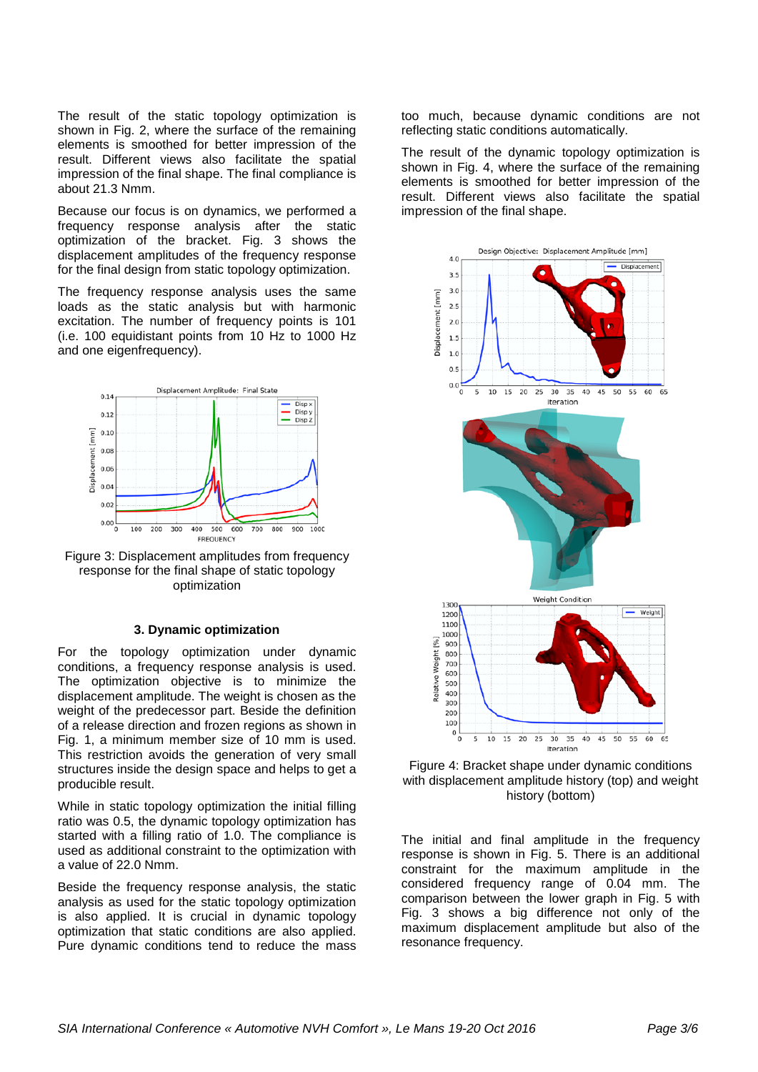The result of the static topology optimization is shown in Fig. 2, where the surface of the remaining elements is smoothed for better impression of the result. Different views also facilitate the spatial impression of the final shape. The final compliance is about 21.3 Nmm.

Because our focus is on dynamics, we performed a frequency response analysis after the static optimization of the bracket. Fig. 3 shows the displacement amplitudes of the frequency response for the final design from static topology optimization.

The frequency response analysis uses the same loads as the static analysis but with harmonic excitation. The number of frequency points is 101 (i.e. 100 equidistant points from 10 Hz to 1000 Hz and one eigenfrequency).

Figure 3: Displacement amplitudes from frequency response for the final shape of static topology optimization

### 3. Dynamic optimization

For the topology optimization under dynamic conditions, a frequency response analysis is used. The optimization objective is to minimize the displacement amplitude. The weight is chosen as the weight of the predecessor part. Beside the definition of a release direction and frozen regions as shown in Fig. 1, a minimum member size of 10 mm is used. This restriction avoids the generation of very small structures inside the design space and helps to get a producible result.

While in static topology optimization the initial filling ratio was 0.5, the dynamic topology optimization has started with a filling ratio of 1.0. The compliance is used as additional constraint to the optimization with a value of 22.0 Nmm.

Beside the frequency response analysis, the static analysis as used for the static topology optimization is also applied. It is crucial in dynamic topology optimization that static conditions are also applied. Pure dynamic conditions tend to reduce the mass too much, because dynamic conditions are not reflecting static conditions automatically.

The result of the dynamic topology optimization is shown in Fig. 4, where the surface of the remaining elements is smoothed for better impression of the result. Different views also facilitate the spatial impression of the final shape.

Figure 4: Bracket shape under dynamic conditions with displacement amplitude history (top) and weight history (bottom)

The initial and final amplitude in the frequency response is shown in Fig. 5. There is an additional constraint for the maximum amplitude in the considered frequency range of 0.04 mm. The comparison between the lower graph in Fig. 5 with Fig. 3 shows a big difference not only of the maximum displacement amplitude but also of the resonance frequency.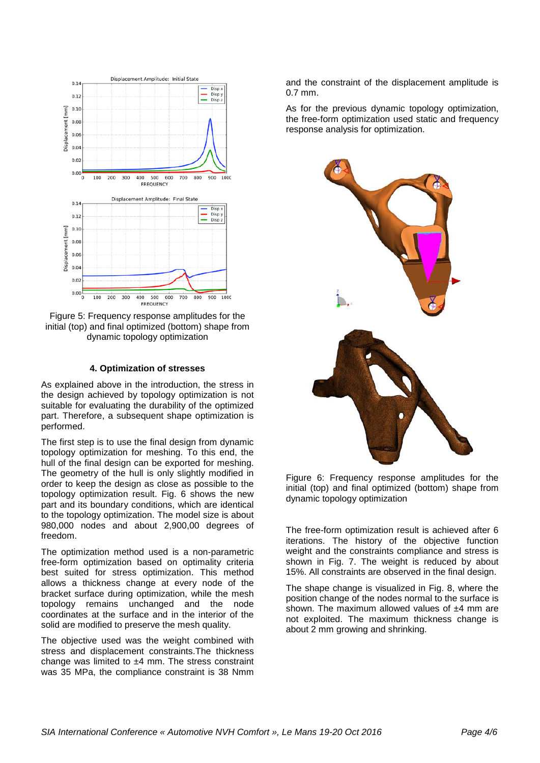Figure 5: Frequency response amplitudes for the initial (top) and final optimized (bottom) shape from dynamic topology optimization

### 4. Optimization of stresses

As explained above in the introduction, the stress in the design achieved by topology optimization is not suitable for evaluating the durability of the optimized part. Therefore, a subsequent shape optimization is performed.

The first step is to use the final design from dynamic topology optimization for meshing. To this end, the hull of the final design can be exported for meshing. The geometry of the hull is only slightly modified in order to keep the design as close as possible to the topology optimization result. Fig. 6 shows the new part and its boundary conditions, which are identical to the topology optimization. The model size is about 980,000 nodes and about 2,900,00 degrees of freedom.

The optimization method used is a non-parametric free-form optimization based on optimality criteria best suited for stress optimization. This method allows a thickness change at every node of the bracket surface during optimization, while the mesh topology remains unchanged and the node coordinates at the surface and in the interior of the solid are modified to preserve the mesh quality.

The objective used was the weight combined with stress and displacement constraints.The thickness change was limited to ±4 mm. The stress constraint was 35 MPa, the compliance constraint is 38 Nmm and the constraint of the displacement amplitude is 0.7 mm.

As for the previous dynamic topology optimization, the free-form optimization used static and frequency response analysis for optimization.

Figure 6: Frequency response amplitudes for the initial (top) and final optimized (bottom) shape from dynamic topology optimization

The free-form optimization result is achieved after 6 iterations. The history of the objective function weight and the constraints compliance and stress is shown in Fig. 7. The weight is reduced by about 15%. All constraints are observed in the final design.

The shape change is visualized in Fig. 8, where the position change of the nodes normal to the surface is shown. The maximum allowed values of ±4 mm are not exploited. The maximum thickness change is about 2 mm growing and shrinking.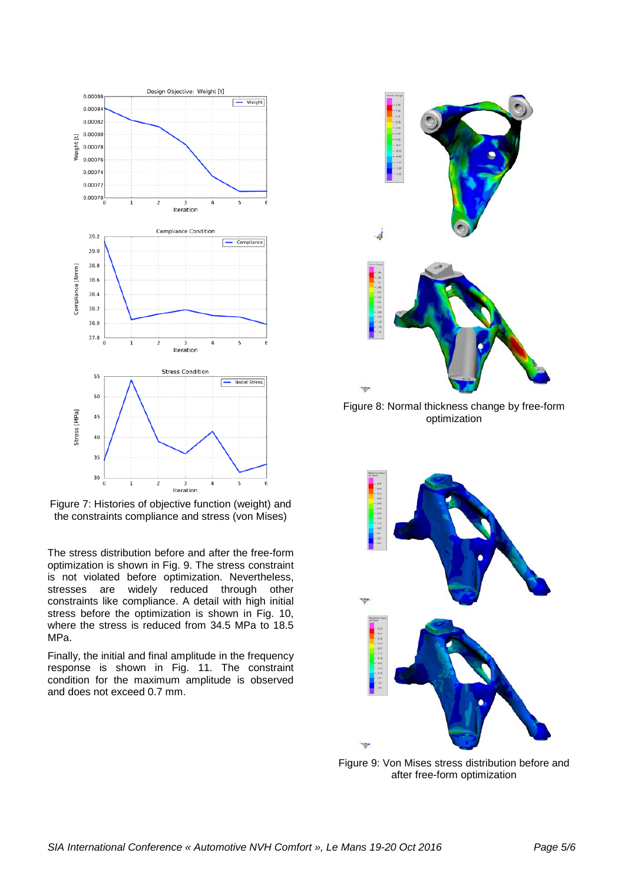Figure 7: Histories of objective function (weight) and the constraints compliance and stress (von Mises)

The stress distribution before and after the free-form optimization is shown in Fig. 9. The stress constraint is not violated before optimization. Nevertheless, stresses are widely reduced through other constraints like compliance. A detail with high initial stress before the optimization is shown in Fig. 10, where the stress is reduced from 34.5 MPa to 18.5 MPa.

Finally, the initial and final amplitude in the frequency response is shown in Fig. 11. The constraint condition for the maximum amplitude is observed and does not exceed 0.7 mm.

Figure 8: Normal thickness change by free-form optimization

Figure 9: Von Mises stress distribution before and after free-form optimization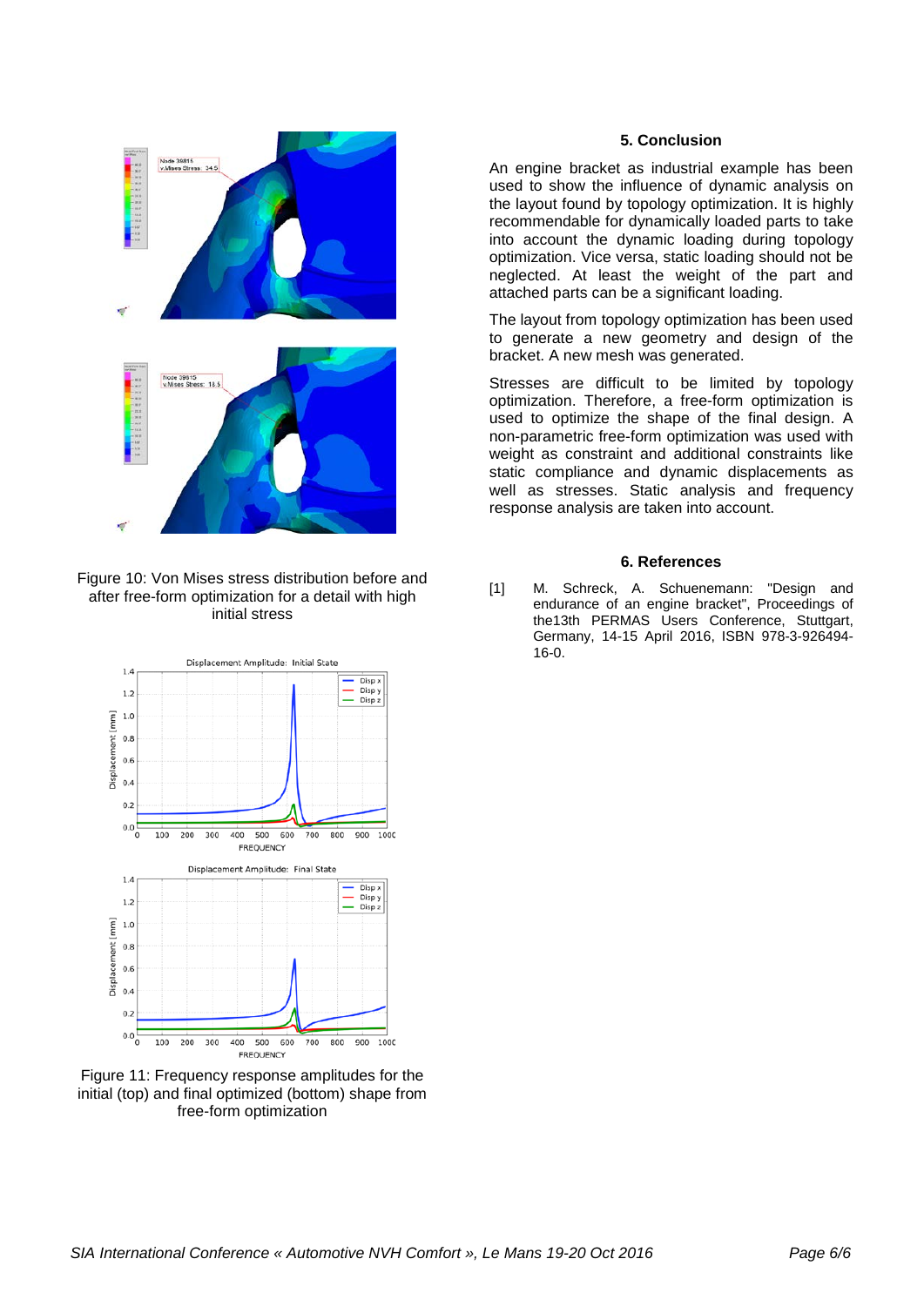Node 39815
v.Mises Stress: 34.5

Node 39815
v.Mises Stress: 18.5

Figure 10: Von Mises stress distribution before and after free-form optimization for a detail with high initial stress

Displacement Amplitude: Initial State

Displacement [mm]

FREQUENCY

Disp x
Disp y
Disp z

Displacement Amplitude: Final State

Displacement [mm]

FREQUENCY

Disp x
Disp y
Disp z

Figure 11: Frequency response amplitudes for the initial (top) and final optimized (bottom) shape from free-form optimization

## 5. Conclusion

An engine bracket as industrial example has been used to show the influence of dynamic analysis on the layout found by topology optimization. It is highly recommendable for dynamically loaded parts to take into account the dynamic loading during topology optimization. Vice versa, static loading should not be neglected. At least the weight of the part and attached parts can be a significant loading.

The layout from topology optimization has been used to generate a new geometry and design of the bracket. A new mesh was generated.

Stresses are difficult to be limited by topology optimization. Therefore, a free-form optimization is used to optimize the shape of the final design. A non-parametric free-form optimization was used with weight as constraint and additional constraints like static compliance and dynamic displacements as well as stresses. Static analysis and frequency response analysis are taken into account.

## 6. References

[1] M. Schreck, A. Schuenemann: "Design and endurance of an engine bracket", Proceedings of the13th PERMAS Users Conference, Stuttgart, Germany, 14-15 April 2016, ISBN 978-3-926494-16-0.